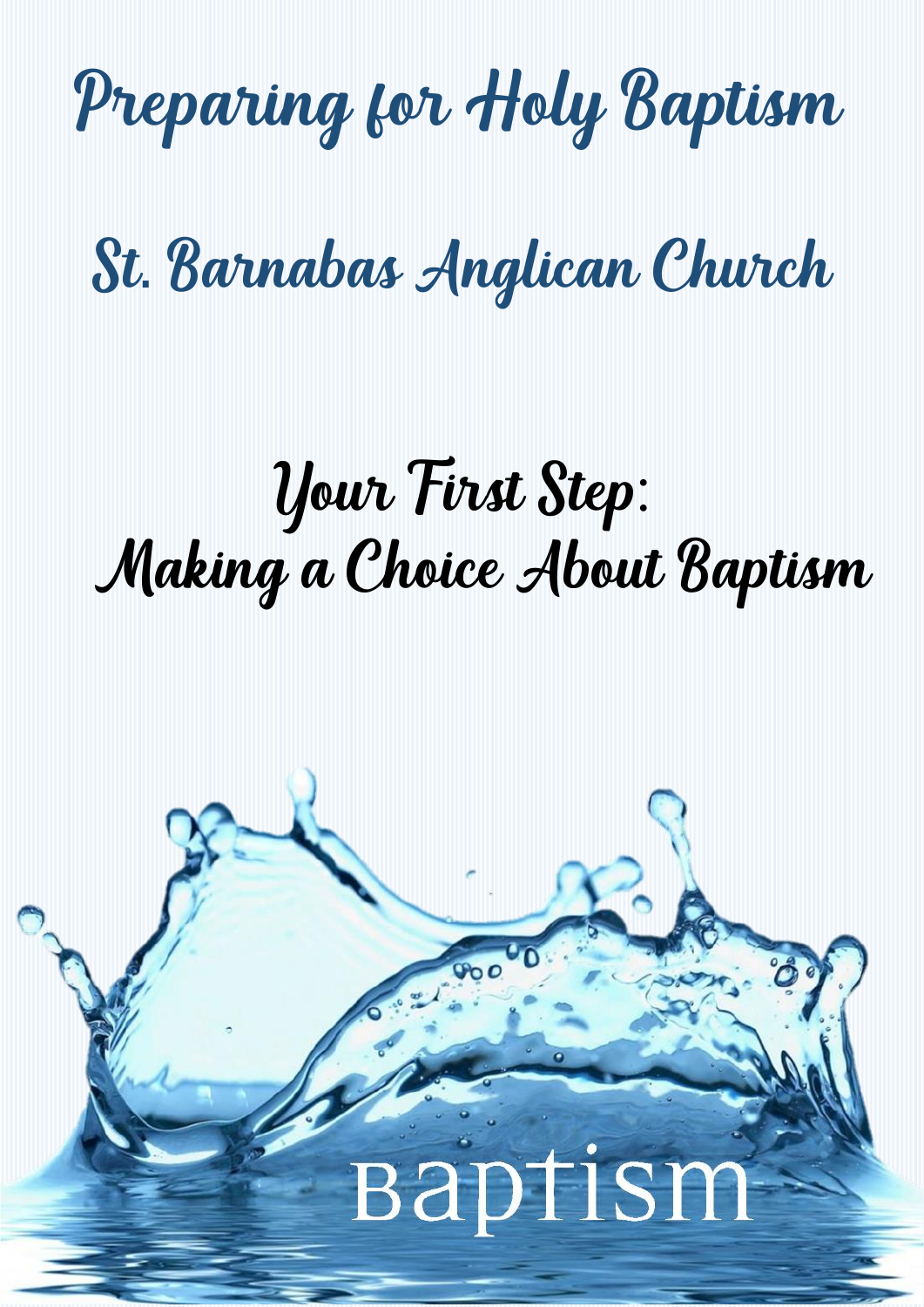# Preparing for Holy Baptism

## St. Barnabas Anglican Church

## Your First Step: Making a Choice About Baptism

Baptism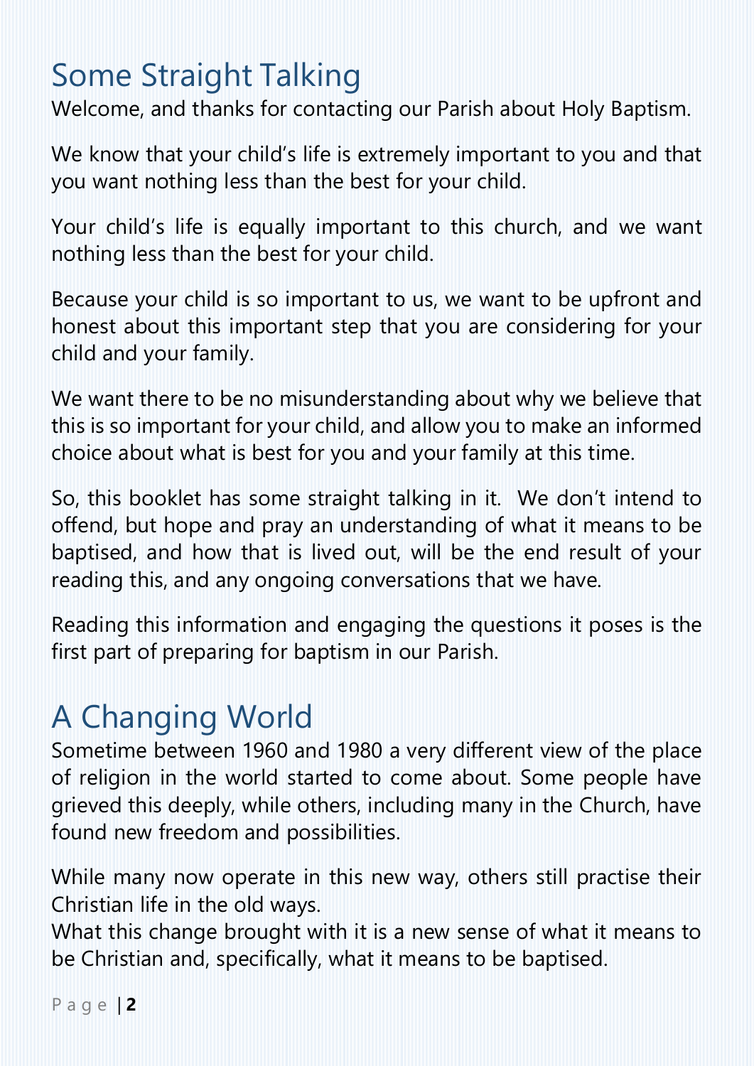## Some Straight Talking

Welcome, and thanks for contacting our Parish about Holy Baptism.

We know that your child's life is extremely important to you and that you want nothing less than the best for your child.

Your child's life is equally important to this church, and we want nothing less than the best for your child.

Because your child is so important to us, we want to be upfront and honest about this important step that you are considering for your child and your family.

We want there to be no misunderstanding about why we believe that this is so important for your child, and allow you to make an informed choice about what is best for you and your family at this time.

So, this booklet has some straight talking in it. We don't intend to offend, but hope and pray an understanding of what it means to be baptised, and how that is lived out, will be the end result of your reading this, and any ongoing conversations that we have.

Reading this information and engaging the questions it poses is the first part of preparing for baptism in our Parish.

## A Changing World

Sometime between 1960 and 1980 a very different view of the place of religion in the world started to come about. Some people have grieved this deeply, while others, including many in the Church, have found new freedom and possibilities.

While many now operate in this new way, others still practise their Christian life in the old ways.
What this change brought with it is a new sense of what it means to be Christian and, specifically, what it means to be baptised.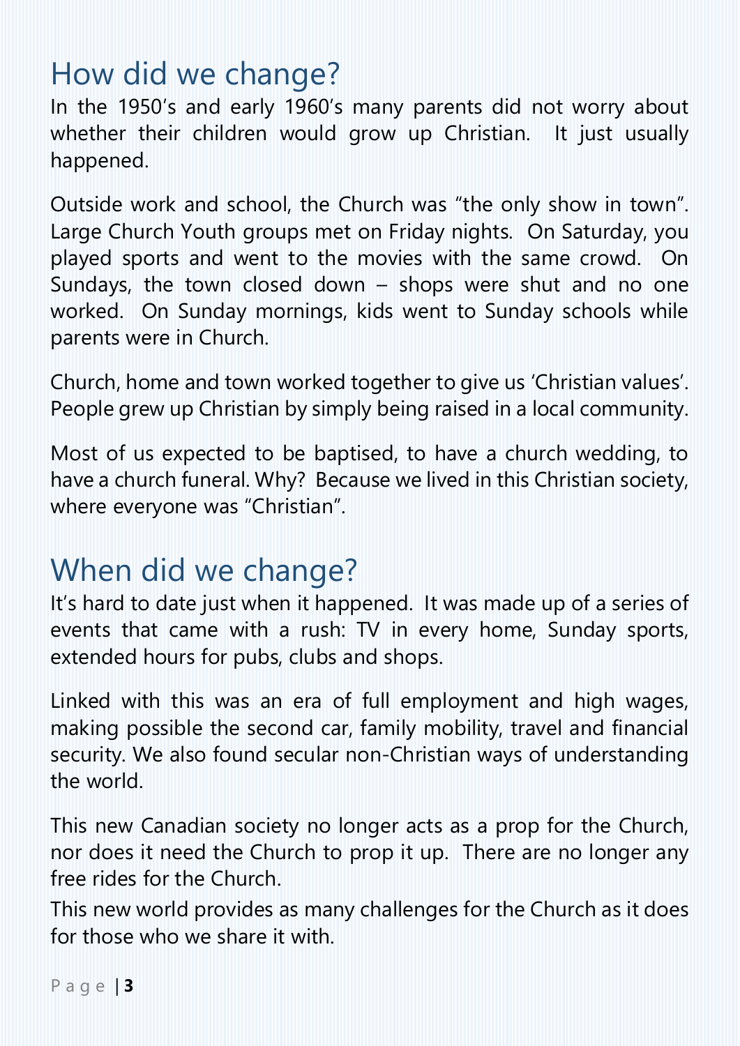## How did we change?

In the 1950's and early 1960's many parents did not worry about whether their children would grow up Christian.  It just usually happened.

Outside work and school, the Church was "the only show in town". Large Church Youth groups met on Friday nights.  On Saturday, you played sports and went to the movies with the same crowd.  On Sundays, the town closed down – shops were shut and no one worked.  On Sunday mornings, kids went to Sunday schools while parents were in Church.

Church, home and town worked together to give us 'Christian values'. People grew up Christian by simply being raised in a local community.

Most of us expected to be baptised, to have a church wedding, to have a church funeral. Why?  Because we lived in this Christian society, where everyone was "Christian".

## When did we change?

It's hard to date just when it happened.  It was made up of a series of events that came with a rush: TV in every home, Sunday sports, extended hours for pubs, clubs and shops.

Linked with this was an era of full employment and high wages, making possible the second car, family mobility, travel and financial security. We also found secular non-Christian ways of understanding the world.

This new Canadian society no longer acts as a prop for the Church, nor does it need the Church to prop it up.  There are no longer any free rides for the Church.

This new world provides as many challenges for the Church as it does for those who we share it with.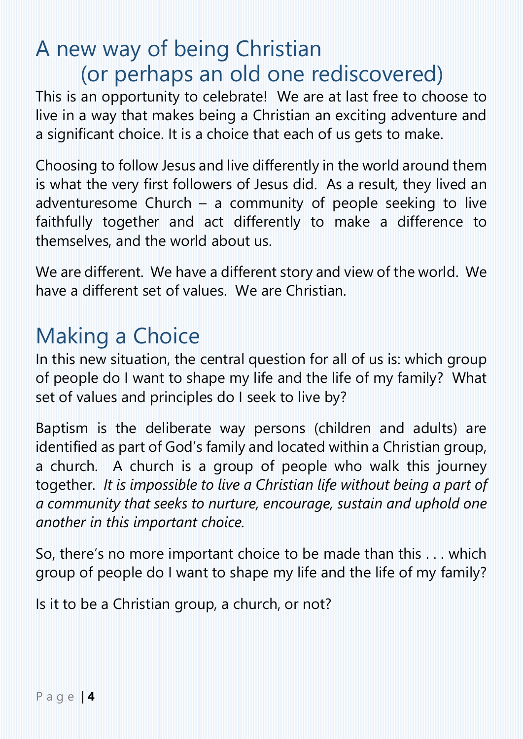## A new way of being Christian (or perhaps an old one rediscovered)

This is an opportunity to celebrate! We are at last free to choose to live in a way that makes being a Christian an exciting adventure and a significant choice. It is a choice that each of us gets to make.

Choosing to follow Jesus and live differently in the world around them is what the very first followers of Jesus did. As a result, they lived an adventuresome Church – a community of people seeking to live faithfully together and act differently to make a difference to themselves, and the world about us.

We are different. We have a different story and view of the world. We have a different set of values. We are Christian.

## Making a Choice

In this new situation, the central question for all of us is: which group of people do I want to shape my life and the life of my family? What set of values and principles do I seek to live by?

Baptism is the deliberate way persons (children and adults) are identified as part of God's family and located within a Christian group, a church. A church is a group of people who walk this journey together. *It is impossible to live a Christian life without being a part of a community that seeks to nurture, encourage, sustain and uphold one another in this important choice.*

So, there's no more important choice to be made than this . . . which group of people do I want to shape my life and the life of my family?

Is it to be a Christian group, a church, or not?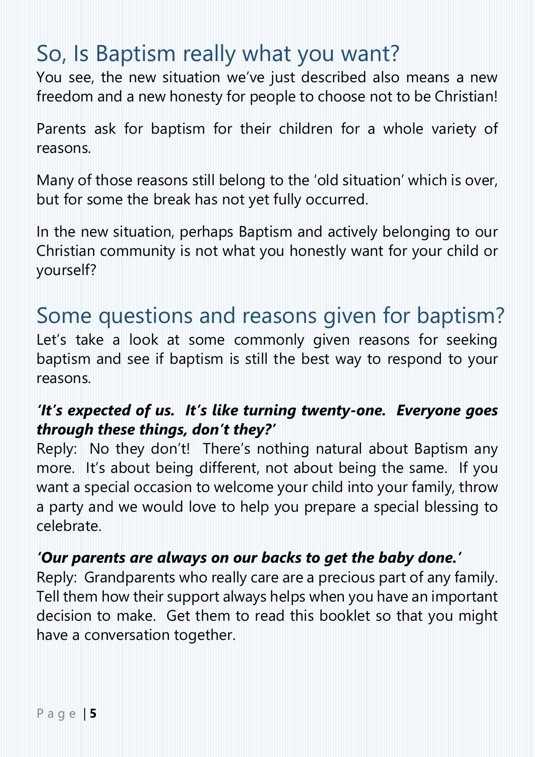## So, Is Baptism really what you want?

You see, the new situation we've just described also means a new freedom and a new honesty for people to choose not to be Christian!

Parents ask for baptism for their children for a whole variety of reasons.

Many of those reasons still belong to the 'old situation' which is over, but for some the break has not yet fully occurred.

In the new situation, perhaps Baptism and actively belonging to our Christian community is not what you honestly want for your child or yourself?

## Some questions and reasons given for baptism?

Let's take a look at some commonly given reasons for seeking baptism and see if baptism is still the best way to respond to your reasons.

***'It's expected of us. It's like turning twenty-one. Everyone goes through these things, don't they?'***

Reply: No they don't! There's nothing natural about Baptism any more. It's about being different, not about being the same. If you want a special occasion to welcome your child into your family, throw a party and we would love to help you prepare a special blessing to celebrate.

***'Our parents are always on our backs to get the baby done.'***

Reply: Grandparents who really care are a precious part of any family. Tell them how their support always helps when you have an important decision to make. Get them to read this booklet so that you might have a conversation together.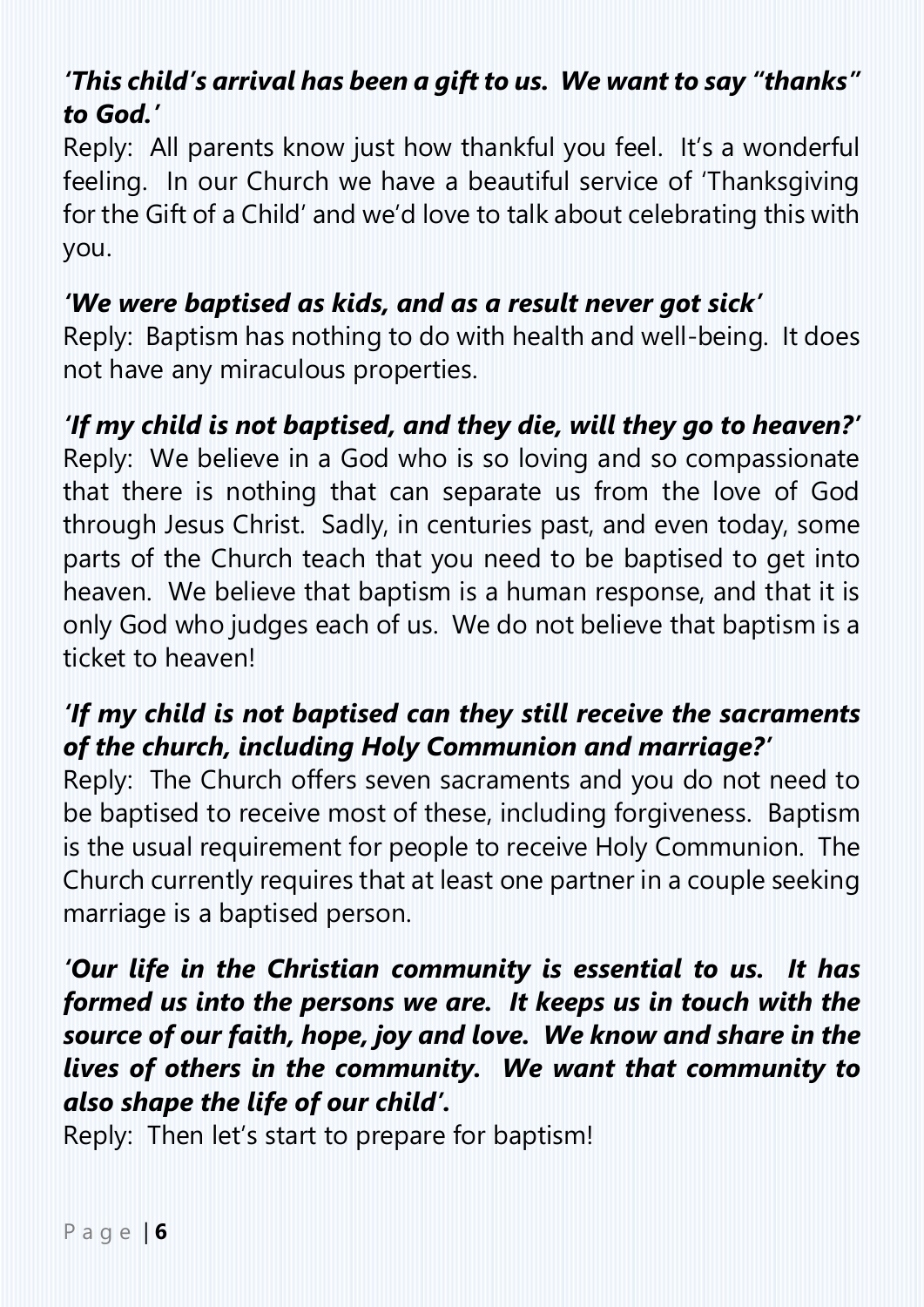***'This child's arrival has been a gift to us. We want to say "thanks" to God.'***

Reply: All parents know just how thankful you feel. It's a wonderful feeling. In our Church we have a beautiful service of 'Thanksgiving for the Gift of a Child' and we'd love to talk about celebrating this with you.

***'We were baptised as kids, and as a result never got sick'***

Reply: Baptism has nothing to do with health and well-being. It does not have any miraculous properties.

***'If my child is not baptised, and they die, will they go to heaven?'***

Reply: We believe in a God who is so loving and so compassionate that there is nothing that can separate us from the love of God through Jesus Christ. Sadly, in centuries past, and even today, some parts of the Church teach that you need to be baptised to get into heaven. We believe that baptism is a human response, and that it is only God who judges each of us. We do not believe that baptism is a ticket to heaven!

***'If my child is not baptised can they still receive the sacraments of the church, including Holy Communion and marriage?'***

Reply: The Church offers seven sacraments and you do not need to be baptised to receive most of these, including forgiveness. Baptism is the usual requirement for people to receive Holy Communion. The Church currently requires that at least one partner in a couple seeking marriage is a baptised person.

***'Our life in the Christian community is essential to us. It has formed us into the persons we are. It keeps us in touch with the source of our faith, hope, joy and love. We know and share in the lives of others in the community. We want that community to also shape the life of our child'.***

Reply: Then let's start to prepare for baptism!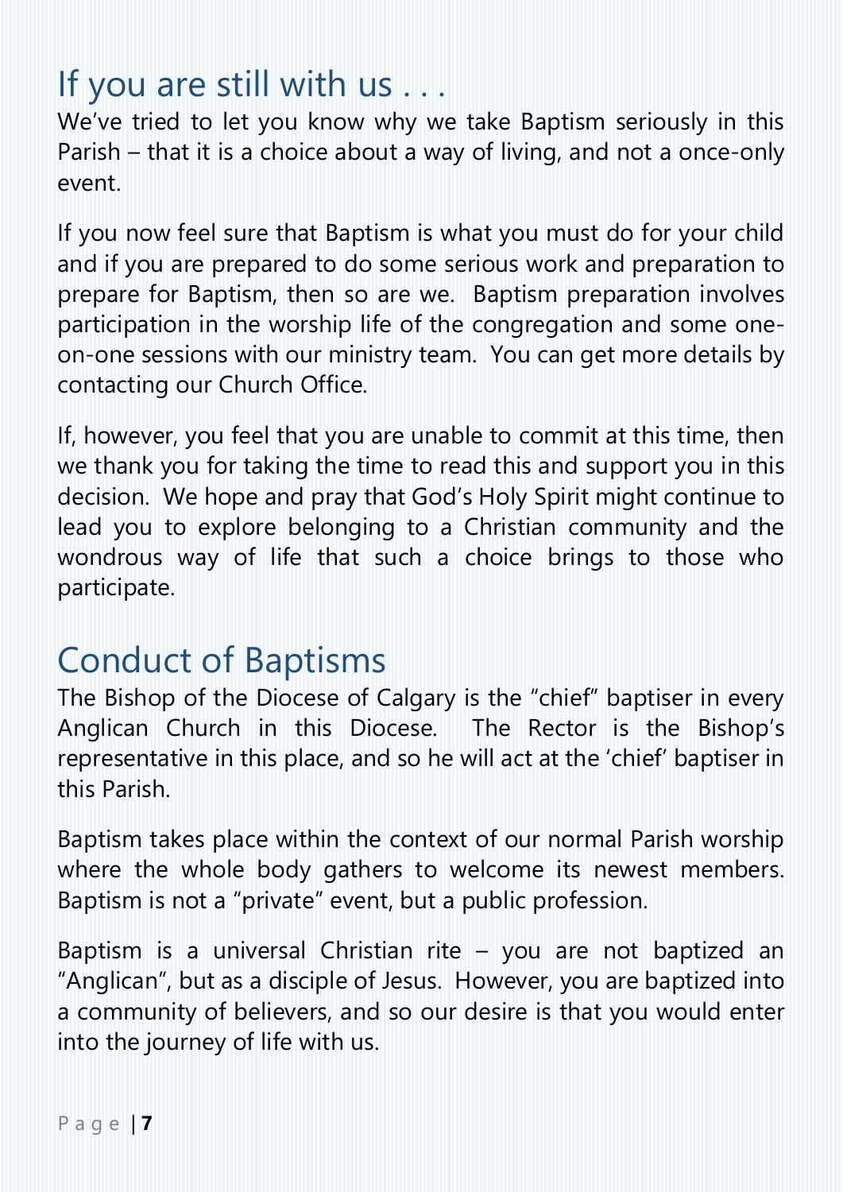## If you are still with us . . .

We've tried to let you know why we take Baptism seriously in this Parish – that it is a choice about a way of living, and not a once-only event.

If you now feel sure that Baptism is what you must do for your child and if you are prepared to do some serious work and preparation to prepare for Baptism, then so are we.  Baptism preparation involves participation in the worship life of the congregation and some one-on-one sessions with our ministry team.  You can get more details by contacting our Church Office.

If, however, you feel that you are unable to commit at this time, then we thank you for taking the time to read this and support you in this decision.  We hope and pray that God's Holy Spirit might continue to lead you to explore belonging to a Christian community and the wondrous way of life that such a choice brings to those who participate.

## Conduct of Baptisms

The Bishop of the Diocese of Calgary is the "chief" baptiser in every Anglican Church in this Diocese.  The Rector is the Bishop's representative in this place, and so he will act at the 'chief' baptiser in this Parish.

Baptism takes place within the context of our normal Parish worship where the whole body gathers to welcome its newest members. Baptism is not a "private" event, but a public profession.

Baptism is a universal Christian rite – you are not baptized an "Anglican", but as a disciple of Jesus.  However, you are baptized into a community of believers, and so our desire is that you would enter into the journey of life with us.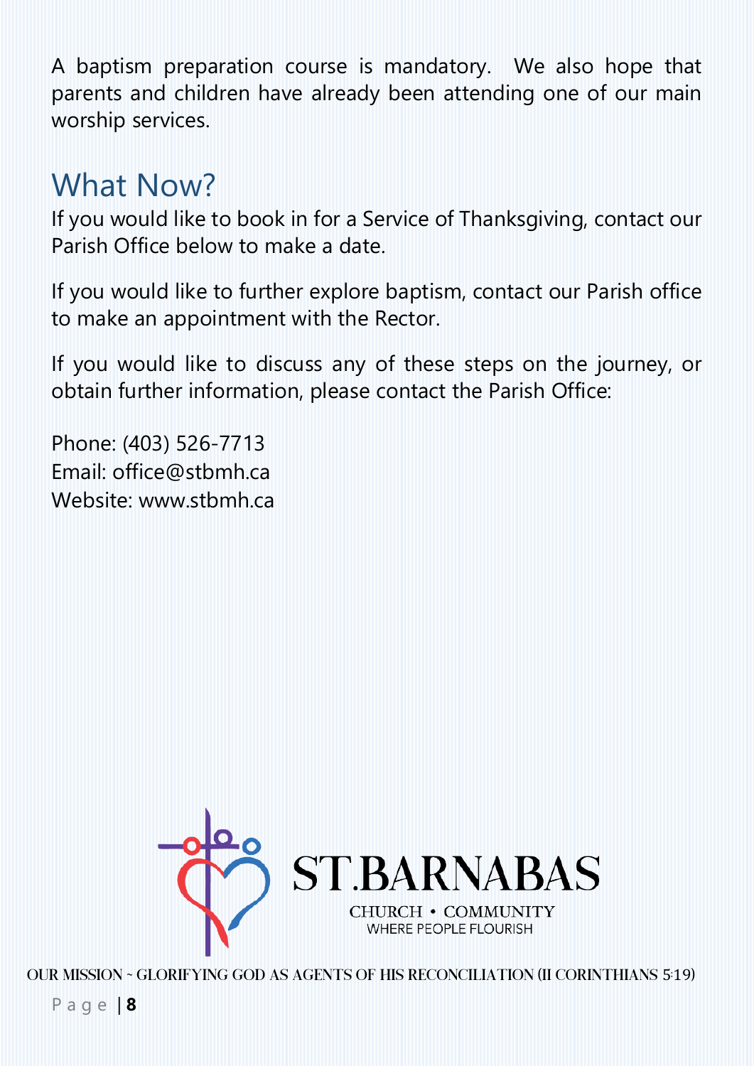A baptism preparation course is mandatory. We also hope that parents and children have already been attending one of our main worship services.

## What Now?

If you would like to book in for a Service of Thanksgiving, contact our Parish Office below to make a date.

If you would like to further explore baptism, contact our Parish office to make an appointment with the Rector.

If you would like to discuss any of these steps on the journey, or obtain further information, please contact the Parish Office:

Phone: (403) 526-7713
Email: office@stbmh.ca
Website: www.stbmh.ca

ST.BARNABAS
CHURCH • COMMUNITY
WHERE PEOPLE FLOURISH

OUR MISSION ~ GLORIFYING GOD AS AGENTS OF HIS RECONCILIATION (II CORINTHIANS 5:19)